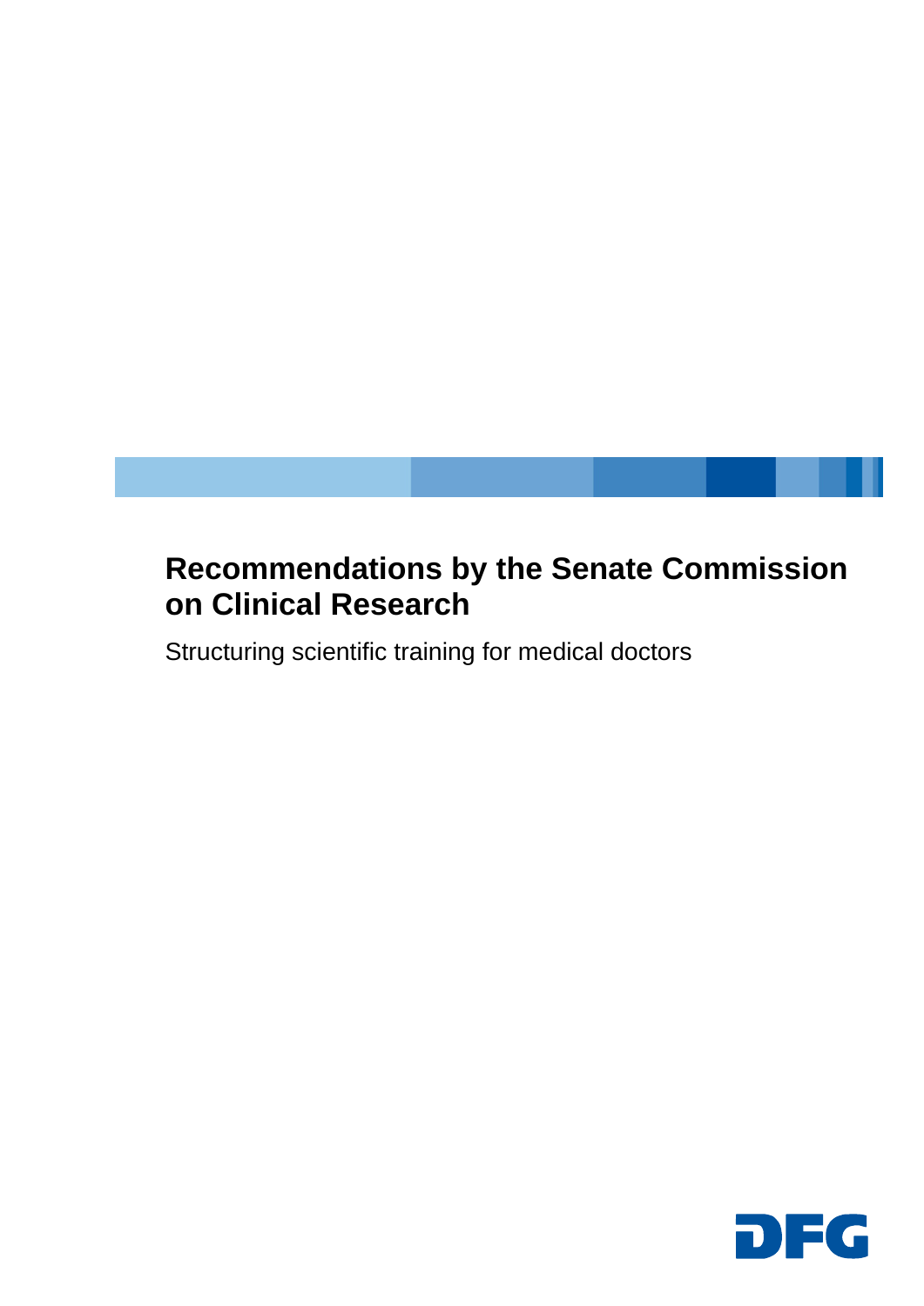# Recommendations by the Senate Commission on Clinical Research

Structuring scientific training for medical doctors

DFG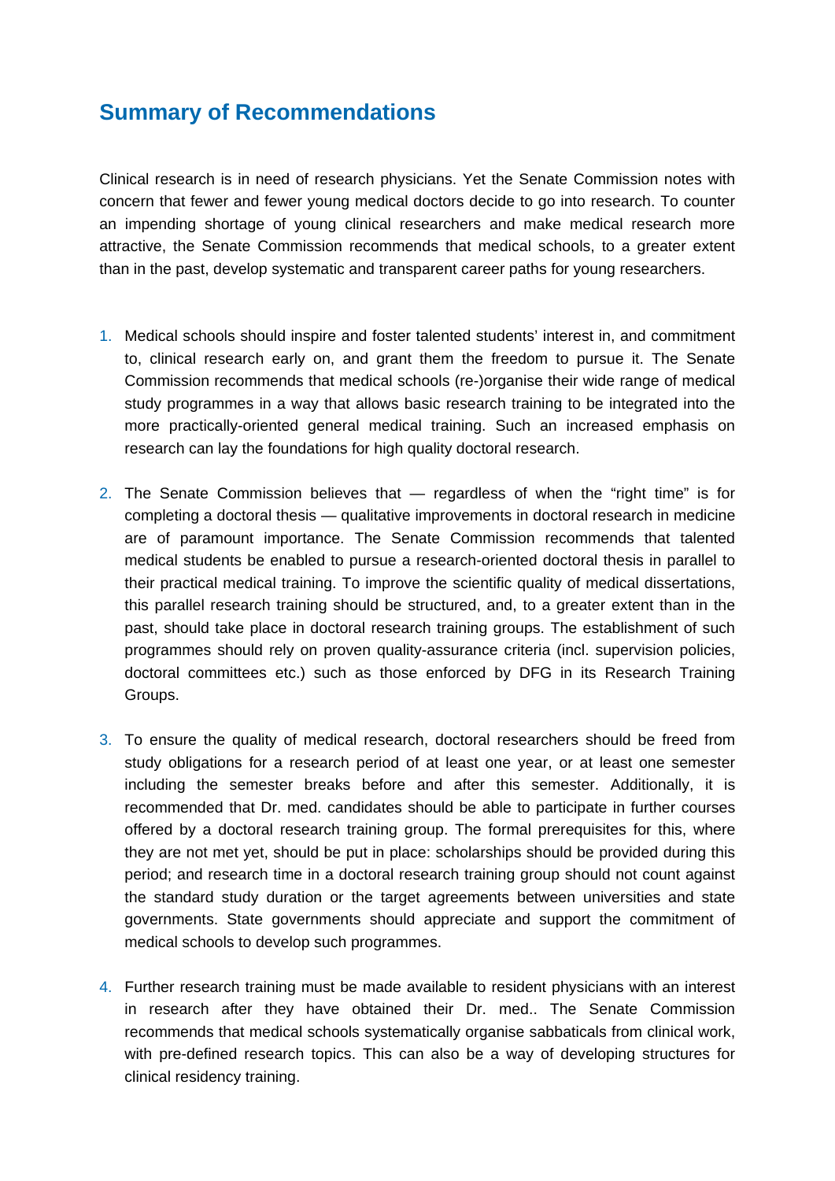## Summary of Recommendations

Clinical research is in need of research physicians. Yet the Senate Commission notes with concern that fewer and fewer young medical doctors decide to go into research. To counter an impending shortage of young clinical researchers and make medical research more attractive, the Senate Commission recommends that medical schools, to a greater extent than in the past, develop systematic and transparent career paths for young researchers.

1. Medical schools should inspire and foster talented students' interest in, and commitment to, clinical research early on, and grant them the freedom to pursue it. The Senate Commission recommends that medical schools (re-)organise their wide range of medical study programmes in a way that allows basic research training to be integrated into the more practically-oriented general medical training. Such an increased emphasis on research can lay the foundations for high quality doctoral research.

2. The Senate Commission believes that — regardless of when the "right time" is for completing a doctoral thesis — qualitative improvements in doctoral research in medicine are of paramount importance. The Senate Commission recommends that talented medical students be enabled to pursue a research-oriented doctoral thesis in parallel to their practical medical training. To improve the scientific quality of medical dissertations, this parallel research training should be structured, and, to a greater extent than in the past, should take place in doctoral research training groups. The establishment of such programmes should rely on proven quality-assurance criteria (incl. supervision policies, doctoral committees etc.) such as those enforced by DFG in its Research Training Groups.

3. To ensure the quality of medical research, doctoral researchers should be freed from study obligations for a research period of at least one year, or at least one semester including the semester breaks before and after this semester. Additionally, it is recommended that Dr. med. candidates should be able to participate in further courses offered by a doctoral research training group. The formal prerequisites for this, where they are not met yet, should be put in place: scholarships should be provided during this period; and research time in a doctoral research training group should not count against the standard study duration or the target agreements between universities and state governments. State governments should appreciate and support the commitment of medical schools to develop such programmes.

4. Further research training must be made available to resident physicians with an interest in research after they have obtained their Dr. med.. The Senate Commission recommends that medical schools systematically organise sabbaticals from clinical work, with pre-defined research topics. This can also be a way of developing structures for clinical residency training.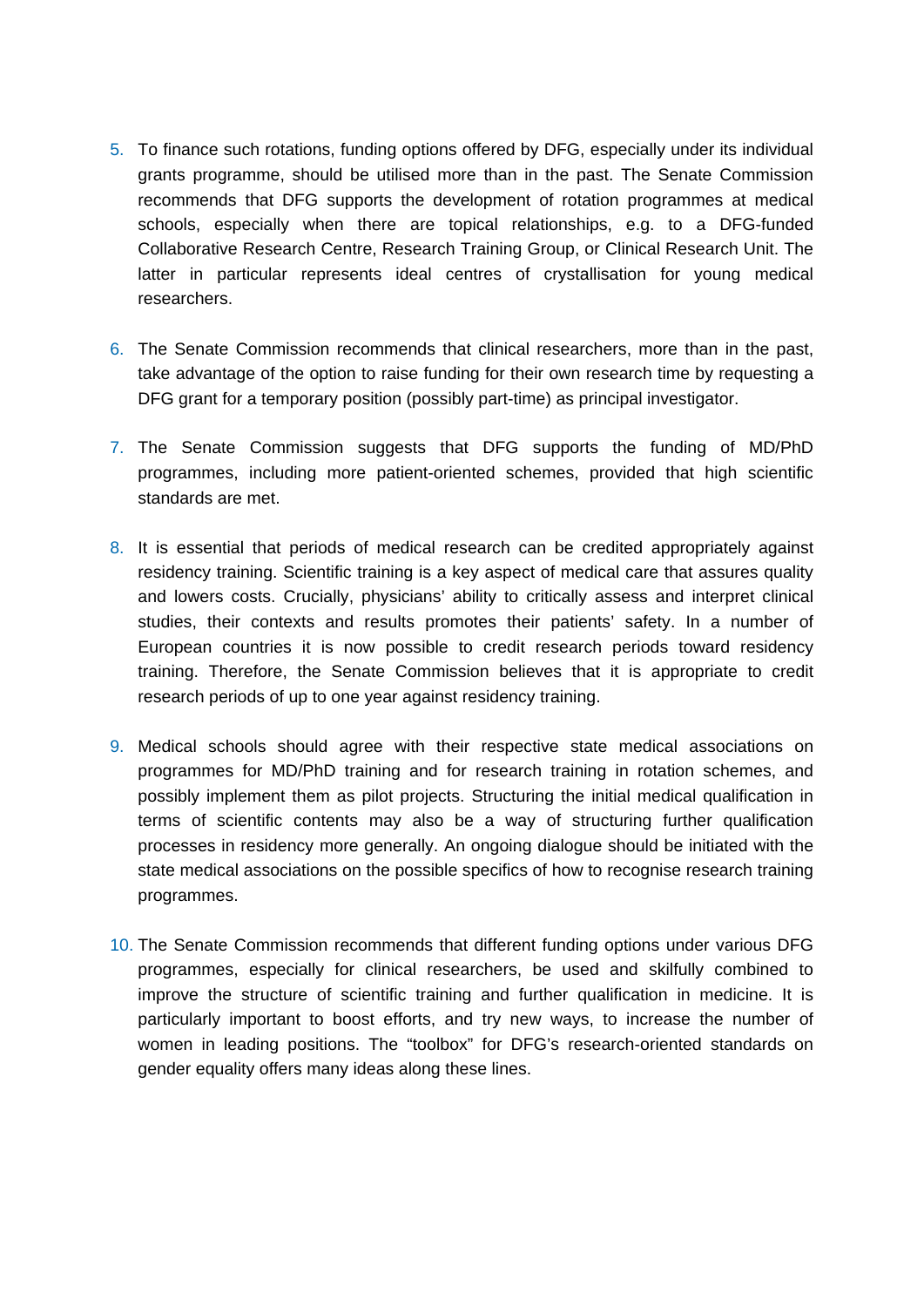5. To finance such rotations, funding options offered by DFG, especially under its individual grants programme, should be utilised more than in the past. The Senate Commission recommends that DFG supports the development of rotation programmes at medical schools, especially when there are topical relationships, e.g. to a DFG-funded Collaborative Research Centre, Research Training Group, or Clinical Research Unit. The latter in particular represents ideal centres of crystallisation for young medical researchers.

6. The Senate Commission recommends that clinical researchers, more than in the past, take advantage of the option to raise funding for their own research time by requesting a DFG grant for a temporary position (possibly part-time) as principal investigator.

7. The Senate Commission suggests that DFG supports the funding of MD/PhD programmes, including more patient-oriented schemes, provided that high scientific standards are met.

8. It is essential that periods of medical research can be credited appropriately against residency training. Scientific training is a key aspect of medical care that assures quality and lowers costs. Crucially, physicians' ability to critically assess and interpret clinical studies, their contexts and results promotes their patients' safety. In a number of European countries it is now possible to credit research periods toward residency training. Therefore, the Senate Commission believes that it is appropriate to credit research periods of up to one year against residency training.

9. Medical schools should agree with their respective state medical associations on programmes for MD/PhD training and for research training in rotation schemes, and possibly implement them as pilot projects. Structuring the initial medical qualification in terms of scientific contents may also be a way of structuring further qualification processes in residency more generally. An ongoing dialogue should be initiated with the state medical associations on the possible specifics of how to recognise research training programmes.

10. The Senate Commission recommends that different funding options under various DFG programmes, especially for clinical researchers, be used and skilfully combined to improve the structure of scientific training and further qualification in medicine. It is particularly important to boost efforts, and try new ways, to increase the number of women in leading positions. The "toolbox" for DFG's research-oriented standards on gender equality offers many ideas along these lines.